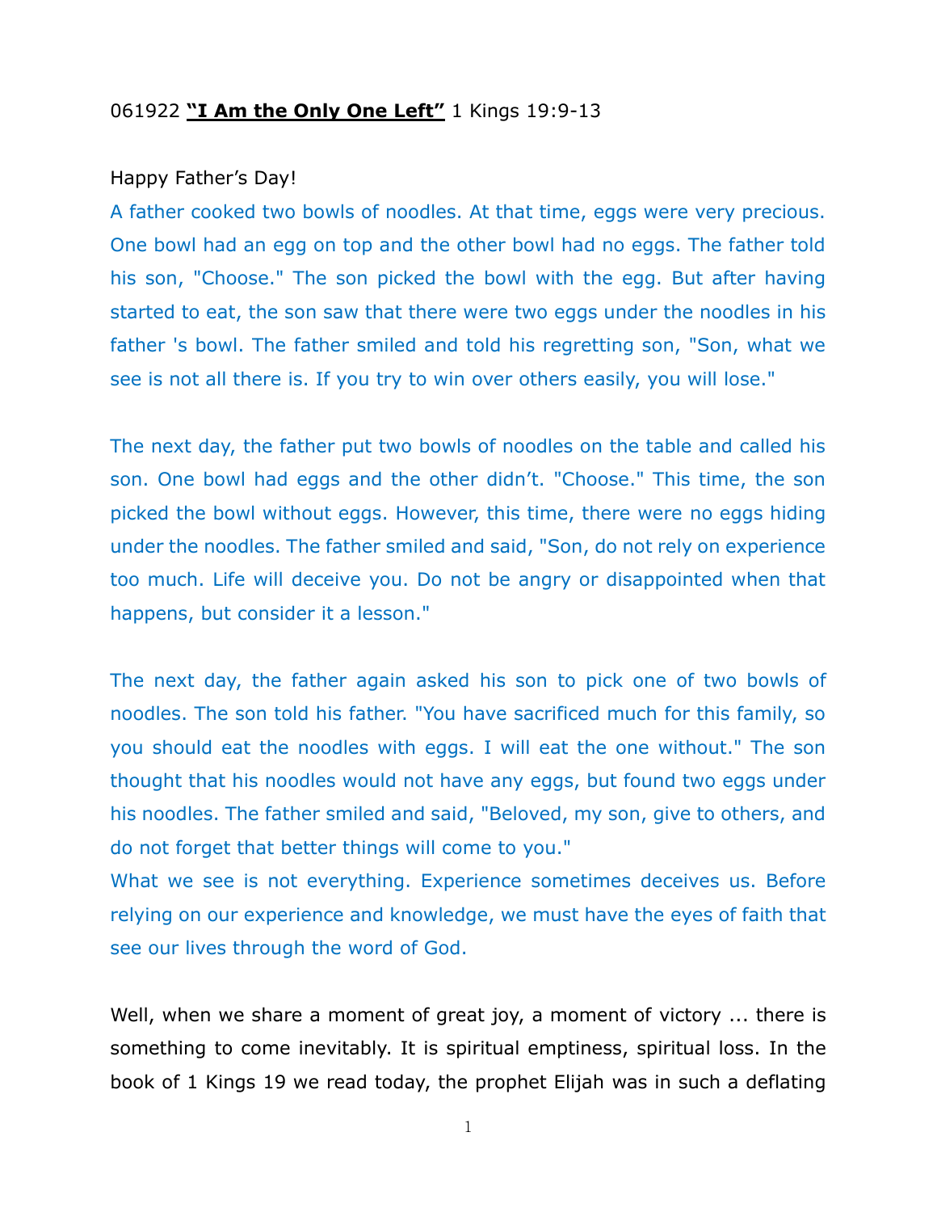061922 **<u>"I Am the Only One Left"</u>** 1 Kings 19:9-13

Happy Father's Day!

A father cooked two bowls of noodles. At that time, eggs were very precious. One bowl had an egg on top and the other bowl had no eggs. The father told his son, "Choose." The son picked the bowl with the egg. But after having started to eat, the son saw that there were two eggs under the noodles in his father 's bowl. The father smiled and told his regretting son, "Son, what we see is not all there is. If you try to win over others easily, you will lose."

The next day, the father put two bowls of noodles on the table and called his son. One bowl had eggs and the other didn't. "Choose." This time, the son picked the bowl without eggs. However, this time, there were no eggs hiding under the noodles. The father smiled and said, "Son, do not rely on experience too much. Life will deceive you. Do not be angry or disappointed when that happens, but consider it a lesson."

The next day, the father again asked his son to pick one of two bowls of noodles. The son told his father. "You have sacrificed much for this family, so you should eat the noodles with eggs. I will eat the one without." The son thought that his noodles would not have any eggs, but found two eggs under his noodles. The father smiled and said, "Beloved, my son, give to others, and do not forget that better things will come to you."

What we see is not everything. Experience sometimes deceives us. Before relying on our experience and knowledge, we must have the eyes of faith that see our lives through the word of God.

Well, when we share a moment of great joy, a moment of victory ... there is something to come inevitably. It is spiritual emptiness, spiritual loss. In the book of 1 Kings 19 we read today, the prophet Elijah was in such a deflating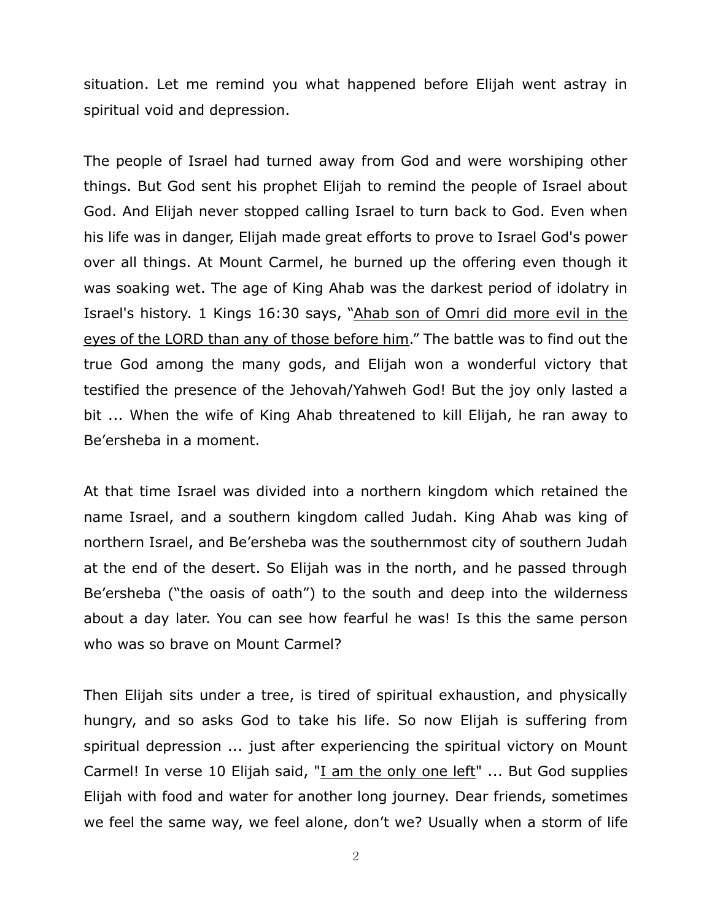situation. Let me remind you what happened before Elijah went astray in spiritual void and depression.

The people of Israel had turned away from God and were worshiping other things. But God sent his prophet Elijah to remind the people of Israel about God. And Elijah never stopped calling Israel to turn back to God. Even when his life was in danger, Elijah made great efforts to prove to Israel God's power over all things. At Mount Carmel, he burned up the offering even though it was soaking wet. The age of King Ahab was the darkest period of idolatry in Israel's history. 1 Kings 16:30 says, "Ahab son of Omri did more evil in the eyes of the LORD than any of those before him." The battle was to find out the true God among the many gods, and Elijah won a wonderful victory that testified the presence of the Jehovah/Yahweh God! But the joy only lasted a bit ... When the wife of King Ahab threatened to kill Elijah, he ran away to Be'ersheba in a moment.

At that time Israel was divided into a northern kingdom which retained the name Israel, and a southern kingdom called Judah. King Ahab was king of northern Israel, and Be'ersheba was the southernmost city of southern Judah at the end of the desert. So Elijah was in the north, and he passed through Be'ersheba ("the oasis of oath") to the south and deep into the wilderness about a day later. You can see how fearful he was! Is this the same person who was so brave on Mount Carmel?

Then Elijah sits under a tree, is tired of spiritual exhaustion, and physically hungry, and so asks God to take his life. So now Elijah is suffering from spiritual depression ... just after experiencing the spiritual victory on Mount Carmel! In verse 10 Elijah said, "I am the only one left" ... But God supplies Elijah with food and water for another long journey. Dear friends, sometimes we feel the same way, we feel alone, don't we? Usually when a storm of life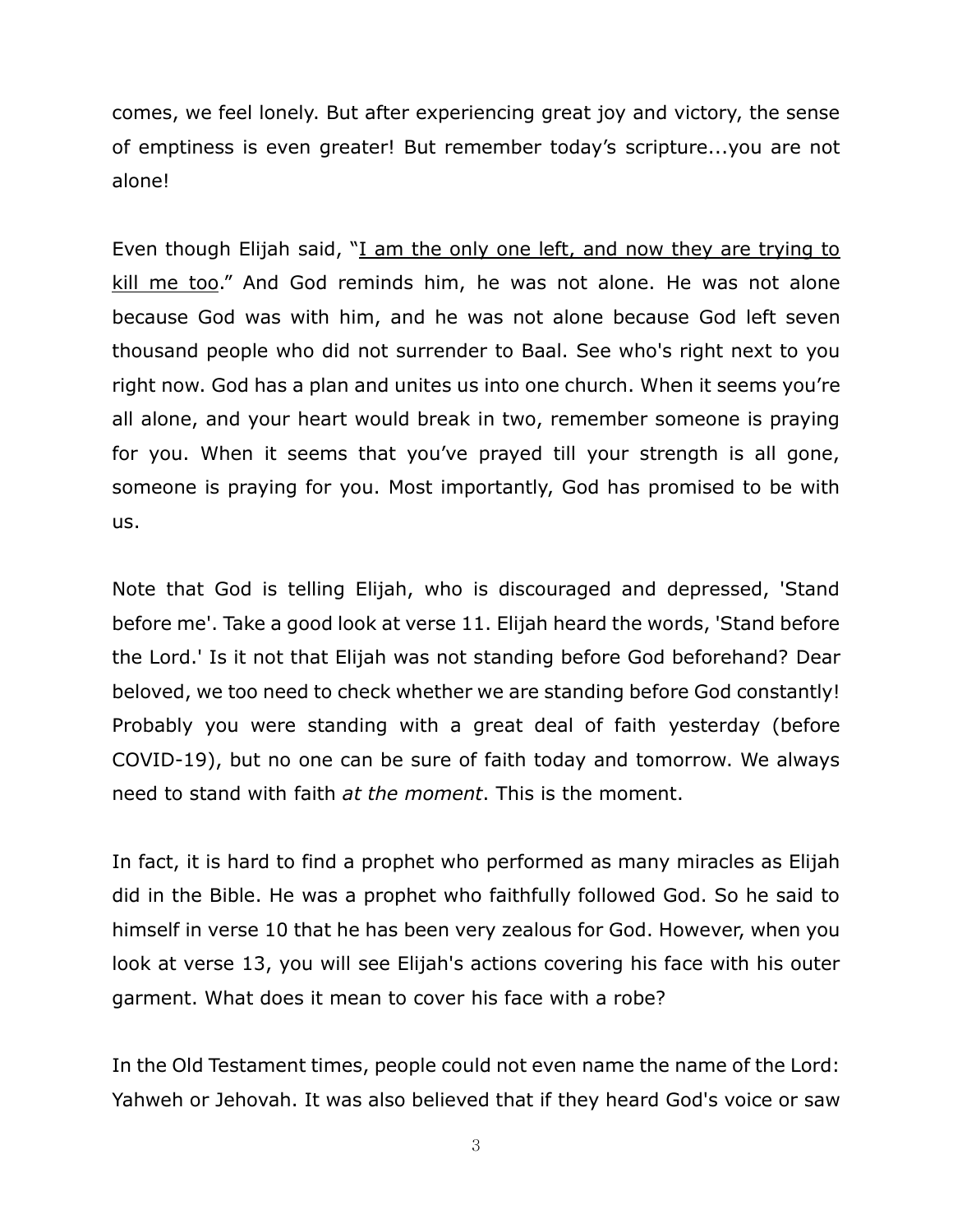comes, we feel lonely. But after experiencing great joy and victory, the sense of emptiness is even greater! But remember today's scripture...you are not alone!

Even though Elijah said, "<u>I am the only one left, and now they are trying to kill me too</u>." And God reminds him, he was not alone. He was not alone because God was with him, and he was not alone because God left seven thousand people who did not surrender to Baal. See who's right next to you right now. God has a plan and unites us into one church. When it seems you're all alone, and your heart would break in two, remember someone is praying for you. When it seems that you've prayed till your strength is all gone, someone is praying for you. Most importantly, God has promised to be with us.

Note that God is telling Elijah, who is discouraged and depressed, 'Stand before me'. Take a good look at verse 11. Elijah heard the words, 'Stand before the Lord.' Is it not that Elijah was not standing before God beforehand? Dear beloved, we too need to check whether we are standing before God constantly! Probably you were standing with a great deal of faith yesterday (before COVID-19), but no one can be sure of faith today and tomorrow. We always need to stand with faith *at the moment*. This is the moment.

In fact, it is hard to find a prophet who performed as many miracles as Elijah did in the Bible. He was a prophet who faithfully followed God. So he said to himself in verse 10 that he has been very zealous for God. However, when you look at verse 13, you will see Elijah's actions covering his face with his outer garment. What does it mean to cover his face with a robe?

In the Old Testament times, people could not even name the name of the Lord: Yahweh or Jehovah. It was also believed that if they heard God's voice or saw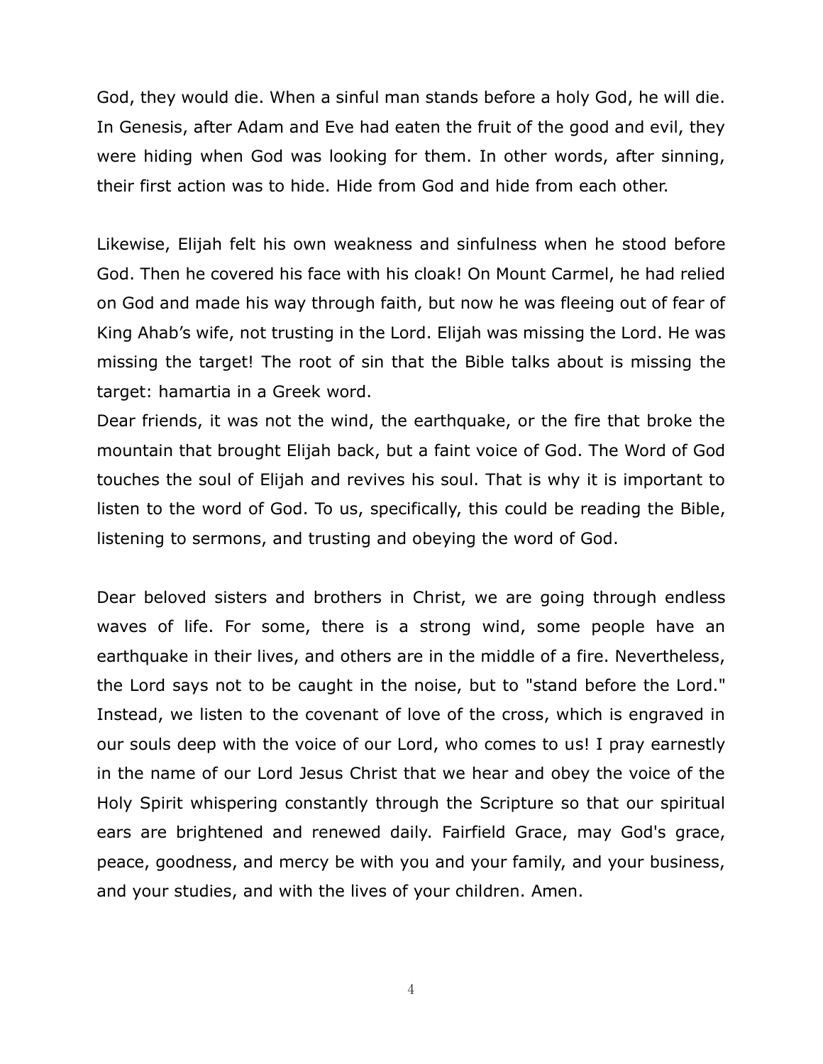God, they would die. When a sinful man stands before a holy God, he will die. In Genesis, after Adam and Eve had eaten the fruit of the good and evil, they were hiding when God was looking for them. In other words, after sinning, their first action was to hide. Hide from God and hide from each other.

Likewise, Elijah felt his own weakness and sinfulness when he stood before God. Then he covered his face with his cloak! On Mount Carmel, he had relied on God and made his way through faith, but now he was fleeing out of fear of King Ahab's wife, not trusting in the Lord. Elijah was missing the Lord. He was missing the target! The root of sin that the Bible talks about is missing the target: hamartia in a Greek word.

Dear friends, it was not the wind, the earthquake, or the fire that broke the mountain that brought Elijah back, but a faint voice of God. The Word of God touches the soul of Elijah and revives his soul. That is why it is important to listen to the word of God. To us, specifically, this could be reading the Bible, listening to sermons, and trusting and obeying the word of God.

Dear beloved sisters and brothers in Christ, we are going through endless waves of life. For some, there is a strong wind, some people have an earthquake in their lives, and others are in the middle of a fire. Nevertheless, the Lord says not to be caught in the noise, but to "stand before the Lord." Instead, we listen to the covenant of love of the cross, which is engraved in our souls deep with the voice of our Lord, who comes to us! I pray earnestly in the name of our Lord Jesus Christ that we hear and obey the voice of the Holy Spirit whispering constantly through the Scripture so that our spiritual ears are brightened and renewed daily. Fairfield Grace, may God's grace, peace, goodness, and mercy be with you and your family, and your business, and your studies, and with the lives of your children. Amen.